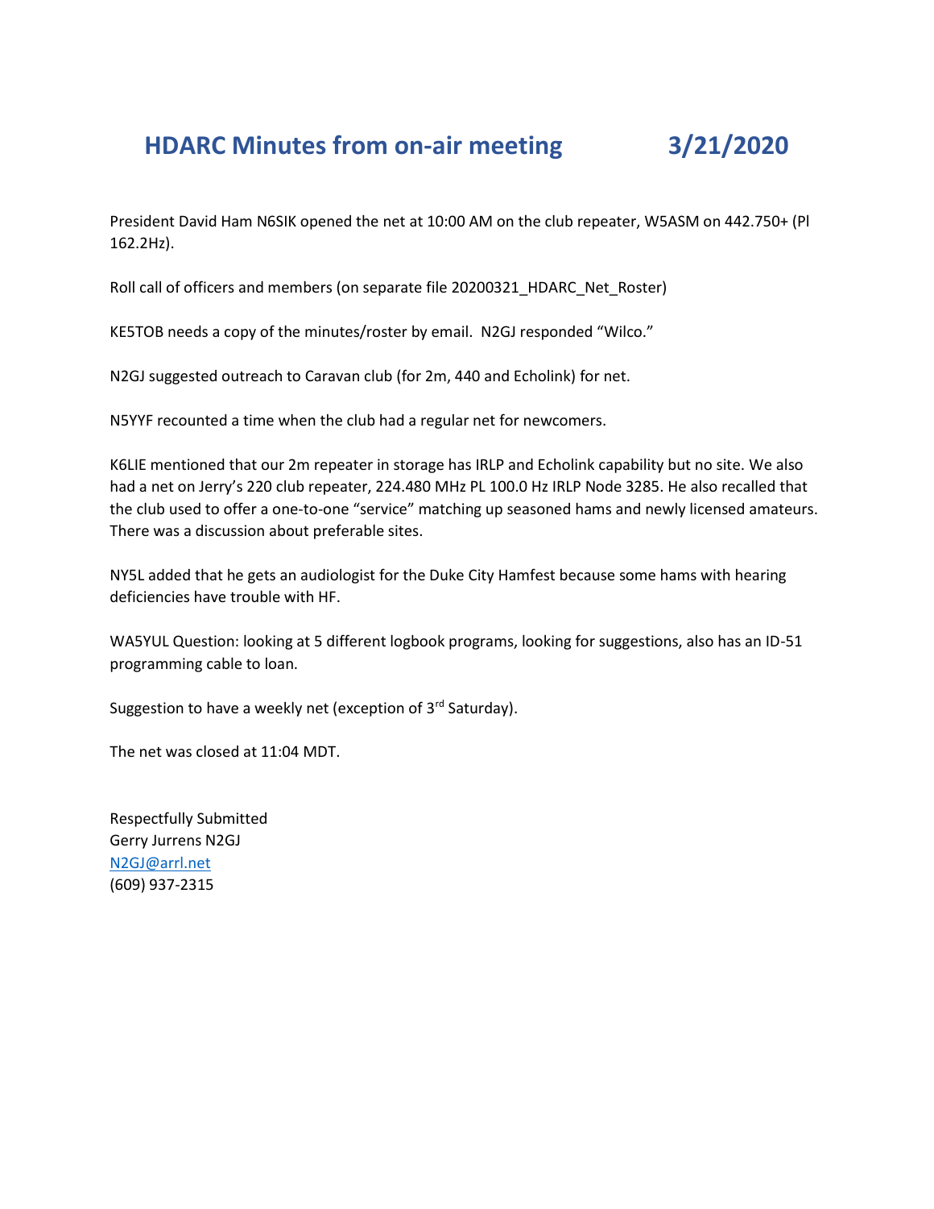# HDARC Minutes from on-air meeting 3/21/2020

President David Ham N6SIK opened the net at 10:00 AM on the club repeater, W5ASM on 442.750+ (Pl 162.2Hz).

Roll call of officers and members (on separate file 20200321_HDARC_Net_Roster)

KE5TOB needs a copy of the minutes/roster by email. N2GJ responded "Wilco."

N2GJ suggested outreach to Caravan club (for 2m, 440 and Echolink) for net.

N5YYF recounted a time when the club had a regular net for newcomers.

K6LIE mentioned that our 2m repeater in storage has IRLP and Echolink capability but no site. We also had a net on Jerry's 220 club repeater, 224.480 MHz PL 100.0 Hz IRLP Node 3285. He also recalled that the club used to offer a one-to-one "service" matching up seasoned hams and newly licensed amateurs. There was a discussion about preferable sites.

NY5L added that he gets an audiologist for the Duke City Hamfest because some hams with hearing deficiencies have trouble with HF.

WA5YUL Question: looking at 5 different logbook programs, looking for suggestions, also has an ID-51 programming cable to loan.

Suggestion to have a weekly net (exception of 3rd Saturday).

The net was closed at 11:04 MDT.

Respectfully Submitted
Gerry Jurrens N2GJ
N2GJ@arrl.net
(609) 937-2315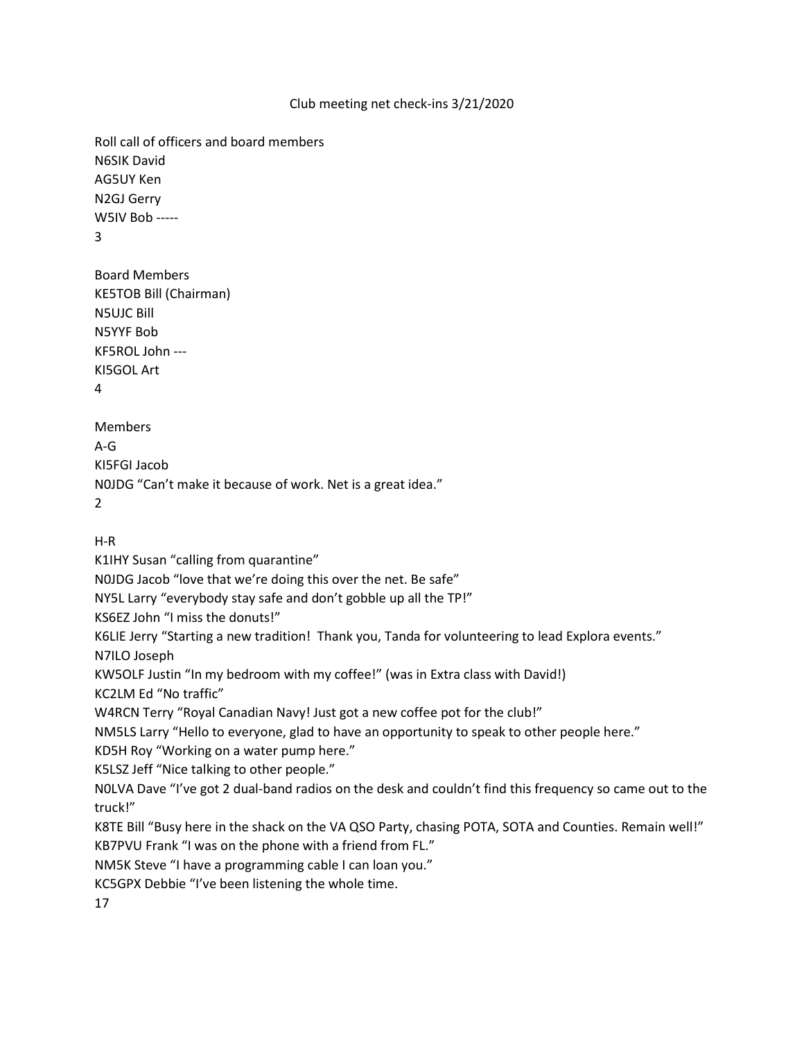Club meeting net check-ins 3/21/2020

Roll call of officers and board members
N6SIK David
AG5UY Ken
N2GJ Gerry
W5IV Bob -----
3

Board Members
KE5TOB Bill (Chairman)
N5UJC Bill
N5YYF Bob
KF5ROL John ---
KI5GOL Art
4

Members
A-G
KI5FGI Jacob
N0JDG "Can't make it because of work. Net is a great idea."
2

H-R
K1IHY Susan "calling from quarantine"
N0JDG Jacob "love that we're doing this over the net. Be safe"
NY5L Larry "everybody stay safe and don't gobble up all the TP!"
KS6EZ John "I miss the donuts!"
K6LIE Jerry "Starting a new tradition! Thank you, Tanda for volunteering to lead Explora events."
N7ILO Joseph
KW5OLF Justin "In my bedroom with my coffee!" (was in Extra class with David!)
KC2LM Ed "No traffic"
W4RCN Terry "Royal Canadian Navy! Just got a new coffee pot for the club!"
NM5LS Larry "Hello to everyone, glad to have an opportunity to speak to other people here."
KD5H Roy "Working on a water pump here."
K5LSZ Jeff "Nice talking to other people."
N0LVA Dave "I've got 2 dual-band radios on the desk and couldn't find this frequency so came out to the truck!"
K8TE Bill "Busy here in the shack on the VA QSO Party, chasing POTA, SOTA and Counties. Remain well!"
KB7PVU Frank "I was on the phone with a friend from FL."
NM5K Steve "I have a programming cable I can loan you."
KC5GPX Debbie "I've been listening the whole time.
17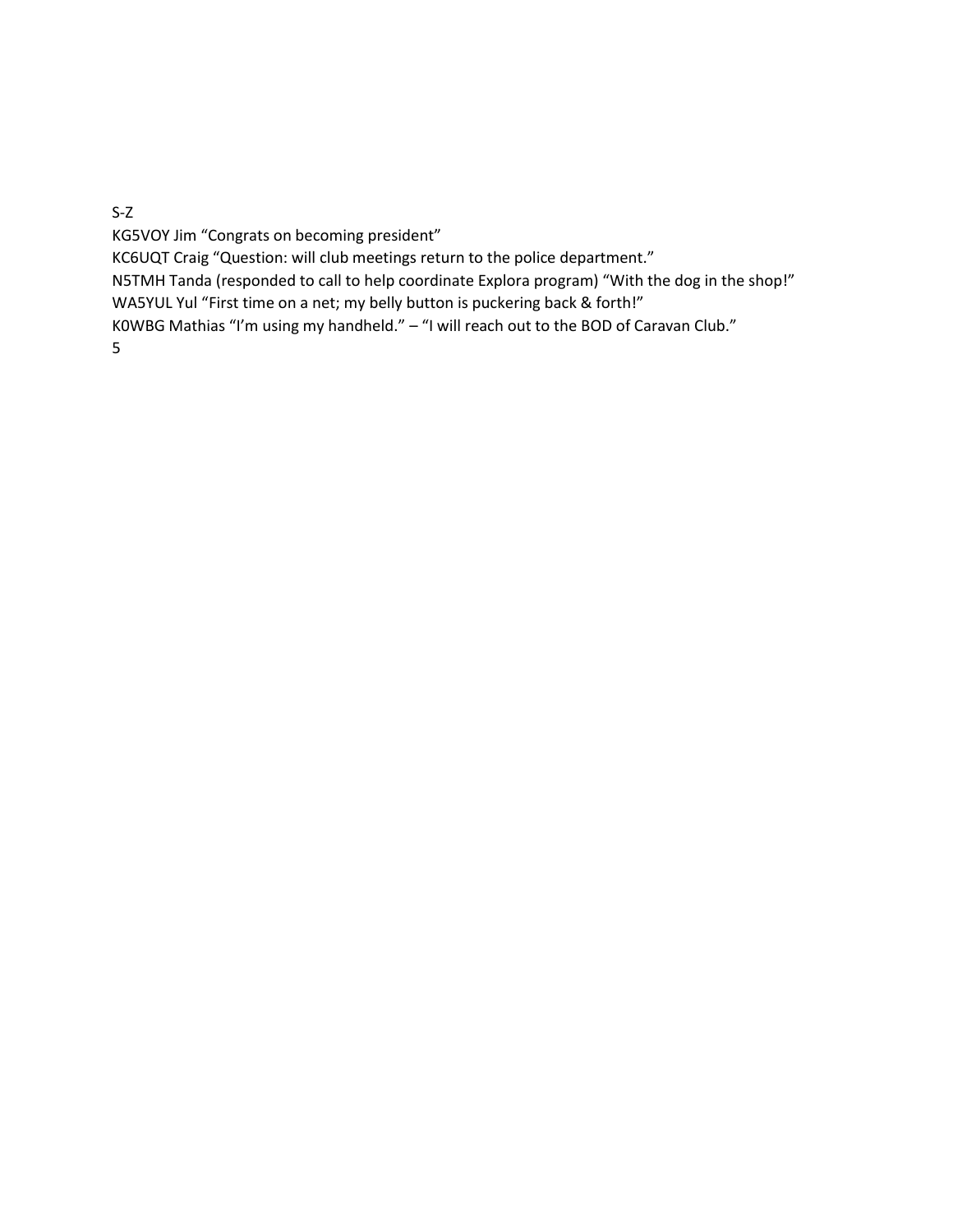S-Z

KG5VOY Jim "Congrats on becoming president"

KC6UQT Craig "Question: will club meetings return to the police department."

N5TMH Tanda (responded to call to help coordinate Explora program) "With the dog in the shop!"

WA5YUL Yul "First time on a net; my belly button is puckering back & forth!"

K0WBG Mathias "I'm using my handheld." – "I will reach out to the BOD of Caravan Club."

5